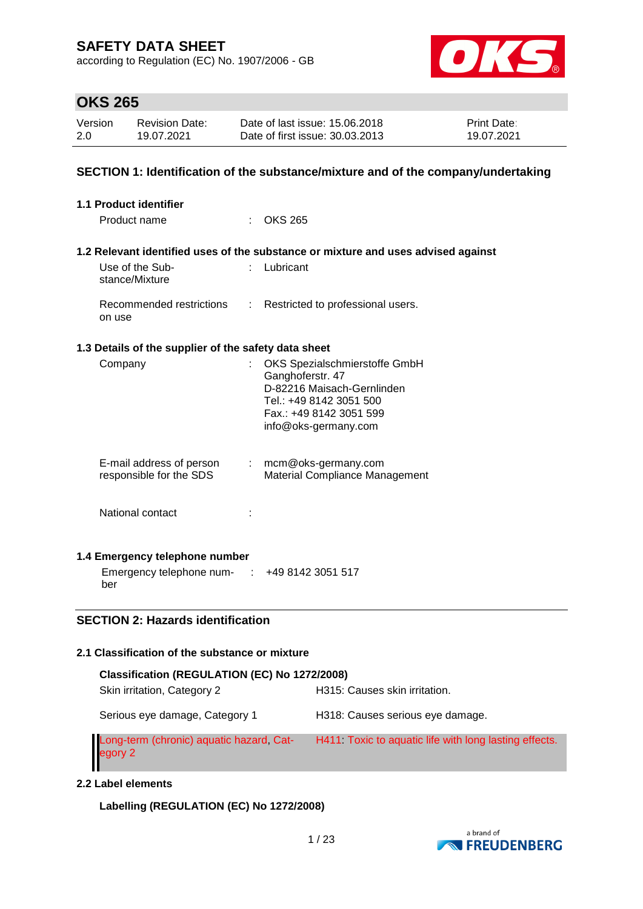# SAFETY DATA SHEET

according to Regulation (EC) No. 1907/2006 - GB

## OKS 265

| Version | Revision Date: | Date of last issue: 15.06.2018 | Print Date: |
|---|---|---|---|
| 2.0 | 19.07.2021 | Date of first issue: 30.03.2013 | 19.07.2021 |

## SECTION 1: Identification of the substance/mixture and of the company/undertaking

### 1.1 Product identifier

Product name : OKS 265

### 1.2 Relevant identified uses of the substance or mixture and uses advised against

Use of the Substance/Mixture : Lubricant

Recommended restrictions on use : Restricted to professional users.

### 1.3 Details of the supplier of the safety data sheet

Company : OKS Spezialschmierstoffe GmbH
Ganghoferstr. 47
D-82216 Maisach-Gernlinden
Tel.: +49 8142 3051 500
Fax.: +49 8142 3051 599
info@oks-germany.com

E-mail address of person responsible for the SDS : mcm@oks-germany.com
Material Compliance Management

National contact :

### 1.4 Emergency telephone number

Emergency telephone number : +49 8142 3051 517

## SECTION 2: Hazards identification

### 2.1 Classification of the substance or mixture

**Classification (REGULATION (EC) No 1272/2008)**

| | |
|---|---|
| Skin irritation, Category 2 | H315: Causes skin irritation. |
| Serious eye damage, Category 1 | H318: Causes serious eye damage. |
| Long-term (chronic) aquatic hazard, Category 2 | H411: Toxic to aquatic life with long lasting effects. |

### 2.2 Label elements

**Labelling (REGULATION (EC) No 1272/2008)**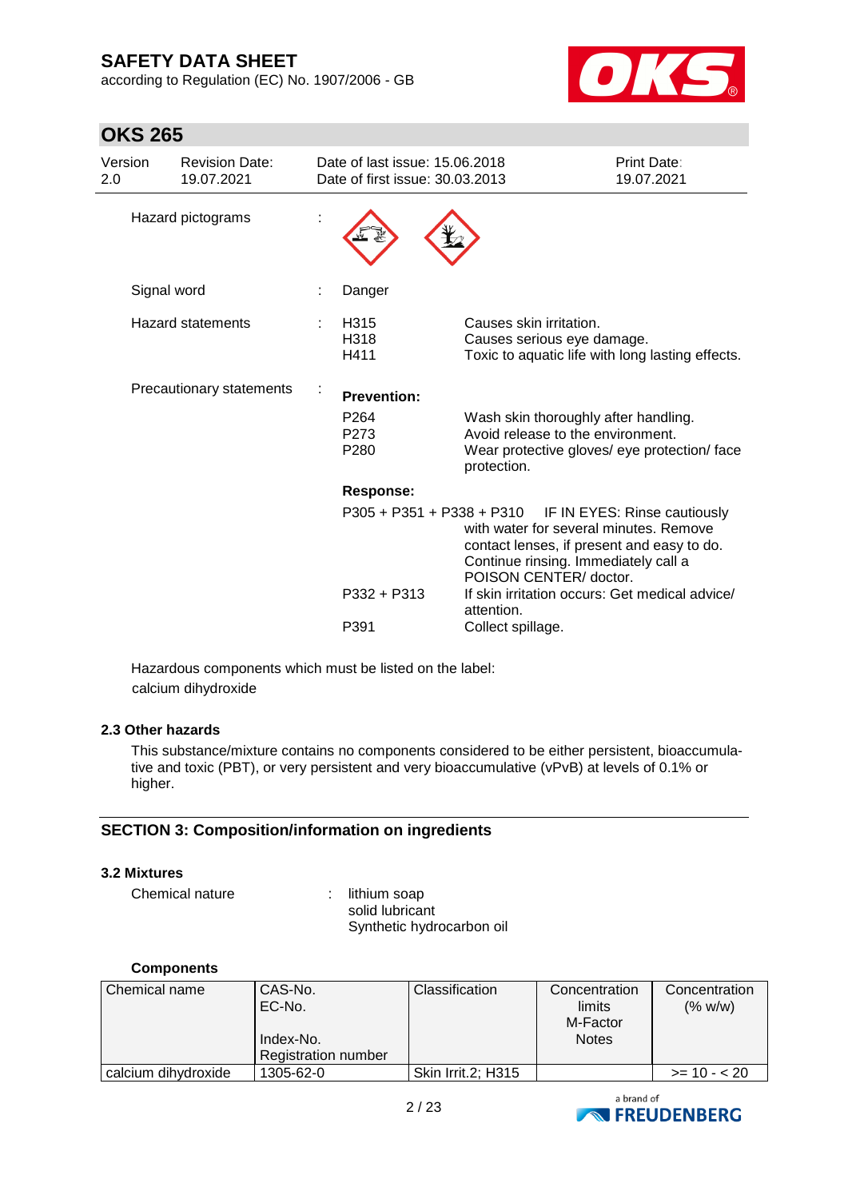Hazard pictograms :

Signal word : Danger

| Hazard statements | : | H315 | Causes skin irritation. |
|---|---|---|---|
| | | H318 | Causes serious eye damage. |
| | | H411 | Toxic to aquatic life with long lasting effects. |

Precautionary statements :

**Prevention:**

| | |
|---|---|
| P264 | Wash skin thoroughly after handling. |
| P273 | Avoid release to the environment. |
| P280 | Wear protective gloves/ eye protection/ face protection. |

**Response:**

| | |
|---|---|
| P305 + P351 + P338 + P310 | IF IN EYES: Rinse cautiously with water for several minutes. Remove contact lenses, if present and easy to do. Continue rinsing. Immediately call a POISON CENTER/ doctor. |
| P332 + P313 | If skin irritation occurs: Get medical advice/ attention. |
| P391 | Collect spillage. |

Hazardous components which must be listed on the label:
calcium dihydroxide

### 2.3 Other hazards

This substance/mixture contains no components considered to be either persistent, bioaccumulative and toxic (PBT), or very persistent and very bioaccumulative (vPvB) at levels of 0.1% or higher.

## SECTION 3: Composition/information on ingredients

### 3.2 Mixtures

Chemical nature : lithium soap
solid lubricant
Synthetic hydrocarbon oil

**Components**

| Chemical name | CAS-No.<br>EC-No.<br>Index-No.<br>Registration number | Classification | Concentration limits<br>M-Factor<br>Notes | Concentration (% w/w) |
|---|---|---|---|---|
| calcium dihydroxide | 1305-62-0 | Skin Irrit.2; H315 | | >= 10 - < 20 |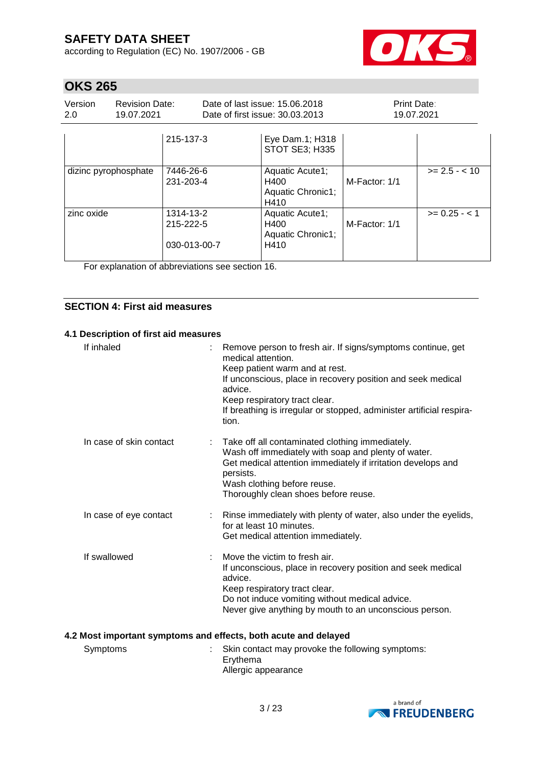| | 215-137-3 | Eye Dam.1; H318<br>STOT SE3; H335 | | |
|---|---|---|---|---|
| dizinc pyrophosphate | 7446-26-6<br>231-203-4 | Aquatic Acute1; H400<br>Aquatic Chronic1; H410 | M-Factor: 1/1 | >= 2.5 - < 10 |
| zinc oxide | 1314-13-2<br>215-222-5<br><br>030-013-00-7 | Aquatic Acute1; H400<br>Aquatic Chronic1; H410 | M-Factor: 1/1 | >= 0.25 - < 1 |

For explanation of abbreviations see section 16.

## SECTION 4: First aid measures

### 4.1 Description of first aid measures

If inhaled : Remove person to fresh air. If signs/symptoms continue, get medical attention.
Keep patient warm and at rest.
If unconscious, place in recovery position and seek medical advice.
Keep respiratory tract clear.
If breathing is irregular or stopped, administer artificial respiration.

In case of skin contact : Take off all contaminated clothing immediately.
Wash off immediately with soap and plenty of water.
Get medical attention immediately if irritation develops and persists.
Wash clothing before reuse.
Thoroughly clean shoes before reuse.

In case of eye contact : Rinse immediately with plenty of water, also under the eyelids, for at least 10 minutes.
Get medical attention immediately.

If swallowed : Move the victim to fresh air.
If unconscious, place in recovery position and seek medical advice.
Keep respiratory tract clear.
Do not induce vomiting without medical advice.
Never give anything by mouth to an unconscious person.

### 4.2 Most important symptoms and effects, both acute and delayed

Symptoms : Skin contact may provoke the following symptoms:
Erythema
Allergic appearance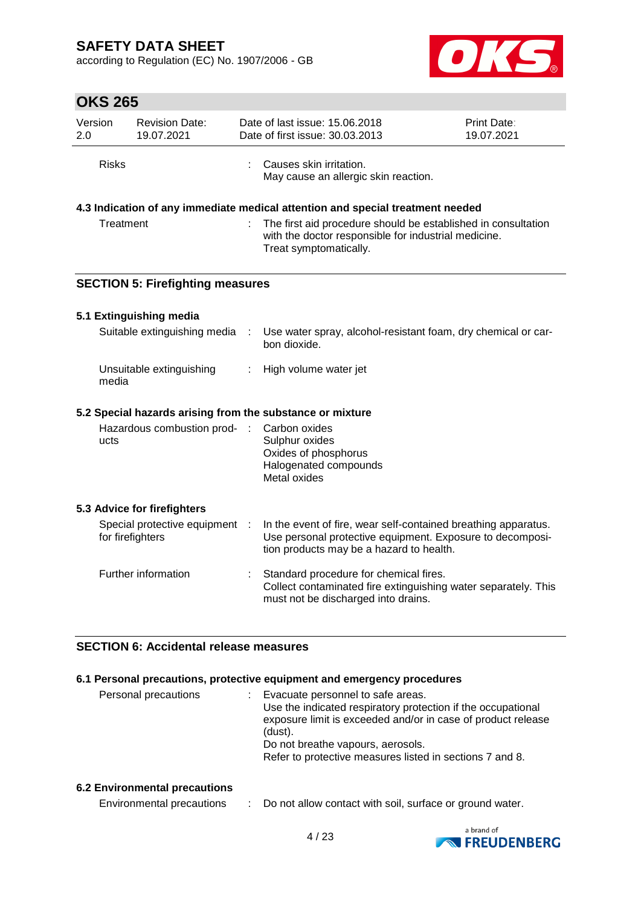| | | |
|---|---|---|
| Risks | : | Causes skin irritation.<br>May cause an allergic skin reaction. |

### 4.3 Indication of any immediate medical attention and special treatment needed

| | | |
|---|---|---|
| Treatment | : | The first aid procedure should be established in consultation with the doctor responsible for industrial medicine.<br>Treat symptomatically. |

## SECTION 5: Firefighting measures

### 5.1 Extinguishing media

| | | |
|---|---|---|
| Suitable extinguishing media | : | Use water spray, alcohol-resistant foam, dry chemical or carbon dioxide. |
| Unsuitable extinguishing media | : | High volume water jet |

### 5.2 Special hazards arising from the substance or mixture

| | | |
|---|---|---|
| Hazardous combustion products | : | Carbon oxides<br>Sulphur oxides<br>Oxides of phosphorus<br>Halogenated compounds<br>Metal oxides |

### 5.3 Advice for firefighters

| | | |
|---|---|---|
| Special protective equipment for firefighters | : | In the event of fire, wear self-contained breathing apparatus.<br>Use personal protective equipment. Exposure to decomposition products may be a hazard to health. |
| Further information | : | Standard procedure for chemical fires.<br>Collect contaminated fire extinguishing water separately. This must not be discharged into drains. |

## SECTION 6: Accidental release measures

### 6.1 Personal precautions, protective equipment and emergency procedures

| | | |
|---|---|---|
| Personal precautions | : | Evacuate personnel to safe areas.<br>Use the indicated respiratory protection if the occupational exposure limit is exceeded and/or in case of product release (dust).<br>Do not breathe vapours, aerosols.<br>Refer to protective measures listed in sections 7 and 8. |

### 6.2 Environmental precautions

| | | |
|---|---|---|
| Environmental precautions | : | Do not allow contact with soil, surface or ground water. |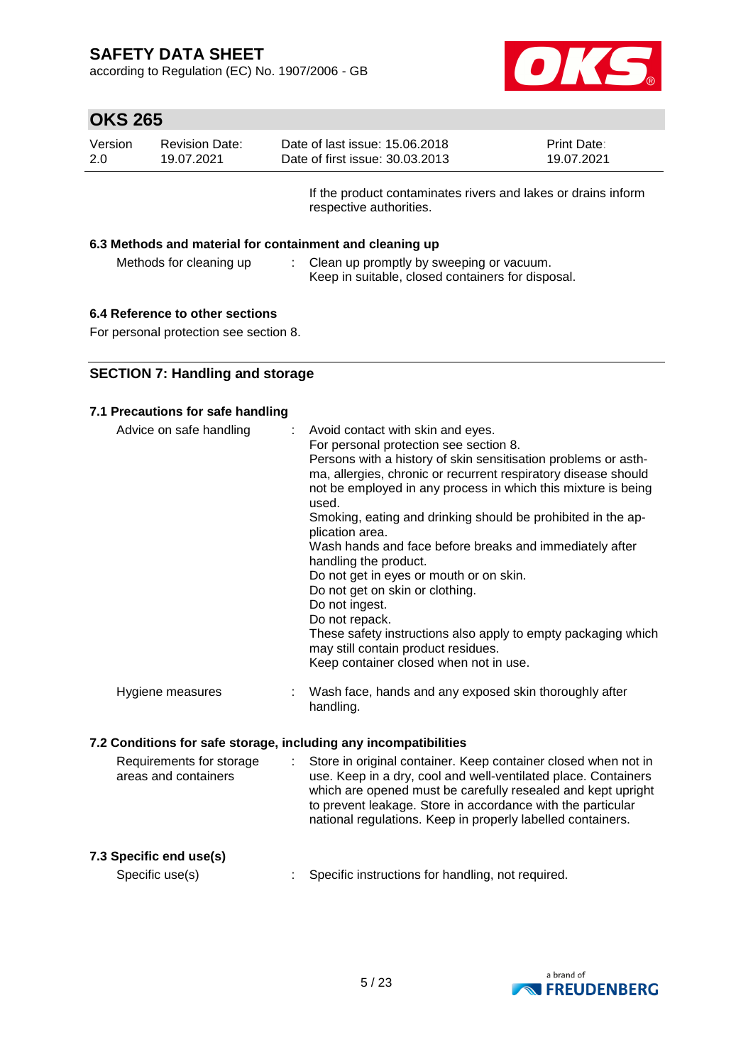If the product contaminates rivers and lakes or drains inform respective authorities.

### 6.3 Methods and material for containment and cleaning up

| | | |
|---|---|---|
| Methods for cleaning up | : | Clean up promptly by sweeping or vacuum.<br>Keep in suitable, closed containers for disposal. |

### 6.4 Reference to other sections

For personal protection see section 8.

## SECTION 7: Handling and storage

### 7.1 Precautions for safe handling

| | | |
|---|---|---|
| Advice on safe handling | : | Avoid contact with skin and eyes.<br>For personal protection see section 8.<br>Persons with a history of skin sensitisation problems or asthma, allergies, chronic or recurrent respiratory disease should not be employed in any process in which this mixture is being used.<br>Smoking, eating and drinking should be prohibited in the application area.<br>Wash hands and face before breaks and immediately after handling the product.<br>Do not get in eyes or mouth or on skin.<br>Do not get on skin or clothing.<br>Do not ingest.<br>Do not repack.<br>These safety instructions also apply to empty packaging which may still contain product residues.<br>Keep container closed when not in use. |
| Hygiene measures | : | Wash face, hands and any exposed skin thoroughly after handling. |

### 7.2 Conditions for safe storage, including any incompatibilities

| | | |
|---|---|---|
| Requirements for storage areas and containers | : | Store in original container. Keep container closed when not in use. Keep in a dry, cool and well-ventilated place. Containers which are opened must be carefully resealed and kept upright to prevent leakage. Store in accordance with the particular national regulations. Keep in properly labelled containers. |

### 7.3 Specific end use(s)

| | | |
|---|---|---|
| Specific use(s) | : | Specific instructions for handling, not required. |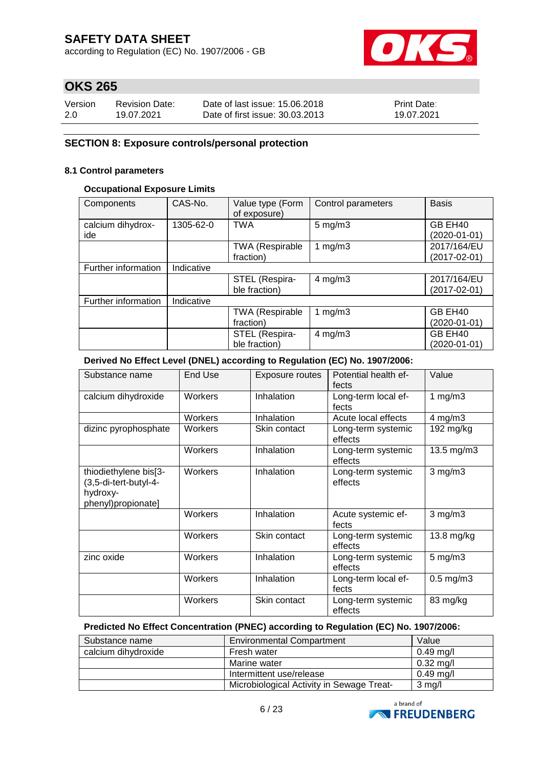## SECTION 8: Exposure controls/personal protection

### 8.1 Control parameters

#### Occupational Exposure Limits

| Components | CAS-No. | Value type (Form of exposure) | Control parameters | Basis |
|---|---|---|---|---|
| calcium dihydroxide | 1305-62-0 | TWA | 5 mg/m3 | GB EH40 (2020-01-01) |
| | | TWA (Respirable fraction) | 1 mg/m3 | 2017/164/EU (2017-02-01) |
| Further information | Indicative | | | |
| | | STEL (Respirable fraction) | 4 mg/m3 | 2017/164/EU (2017-02-01) |
| Further information | Indicative | | | |
| | | TWA (Respirable fraction) | 1 mg/m3 | GB EH40 (2020-01-01) |
| | | STEL (Respirable fraction) | 4 mg/m3 | GB EH40 (2020-01-01) |

#### Derived No Effect Level (DNEL) according to Regulation (EC) No. 1907/2006:

| Substance name | End Use | Exposure routes | Potential health effects | Value |
|---|---|---|---|---|
| calcium dihydroxide | Workers | Inhalation | Long-term local effects | 1 mg/m3 |
| | Workers | Inhalation | Acute local effects | 4 mg/m3 |
| dizinc pyrophosphate | Workers | Skin contact | Long-term systemic effects | 192 mg/kg |
| | Workers | Inhalation | Long-term systemic effects | 13.5 mg/m3 |
| thiodiethylene bis[3-(3,5-di-tert-butyl-4-hydroxy-phenyl)propionate] | Workers | Inhalation | Long-term systemic effects | 3 mg/m3 |
| | Workers | Inhalation | Acute systemic effects | 3 mg/m3 |
| | Workers | Skin contact | Long-term systemic effects | 13.8 mg/kg |
| zinc oxide | Workers | Inhalation | Long-term systemic effects | 5 mg/m3 |
| | Workers | Inhalation | Long-term local effects | 0.5 mg/m3 |
| | Workers | Skin contact | Long-term systemic effects | 83 mg/kg |

#### Predicted No Effect Concentration (PNEC) according to Regulation (EC) No. 1907/2006:

| Substance name | Environmental Compartment | Value |
|---|---|---|
| calcium dihydroxide | Fresh water | 0.49 mg/l |
| | Marine water | 0.32 mg/l |
| | Intermittent use/release | 0.49 mg/l |
| | Microbiological Activity in Sewage Treat- | 3 mg/l |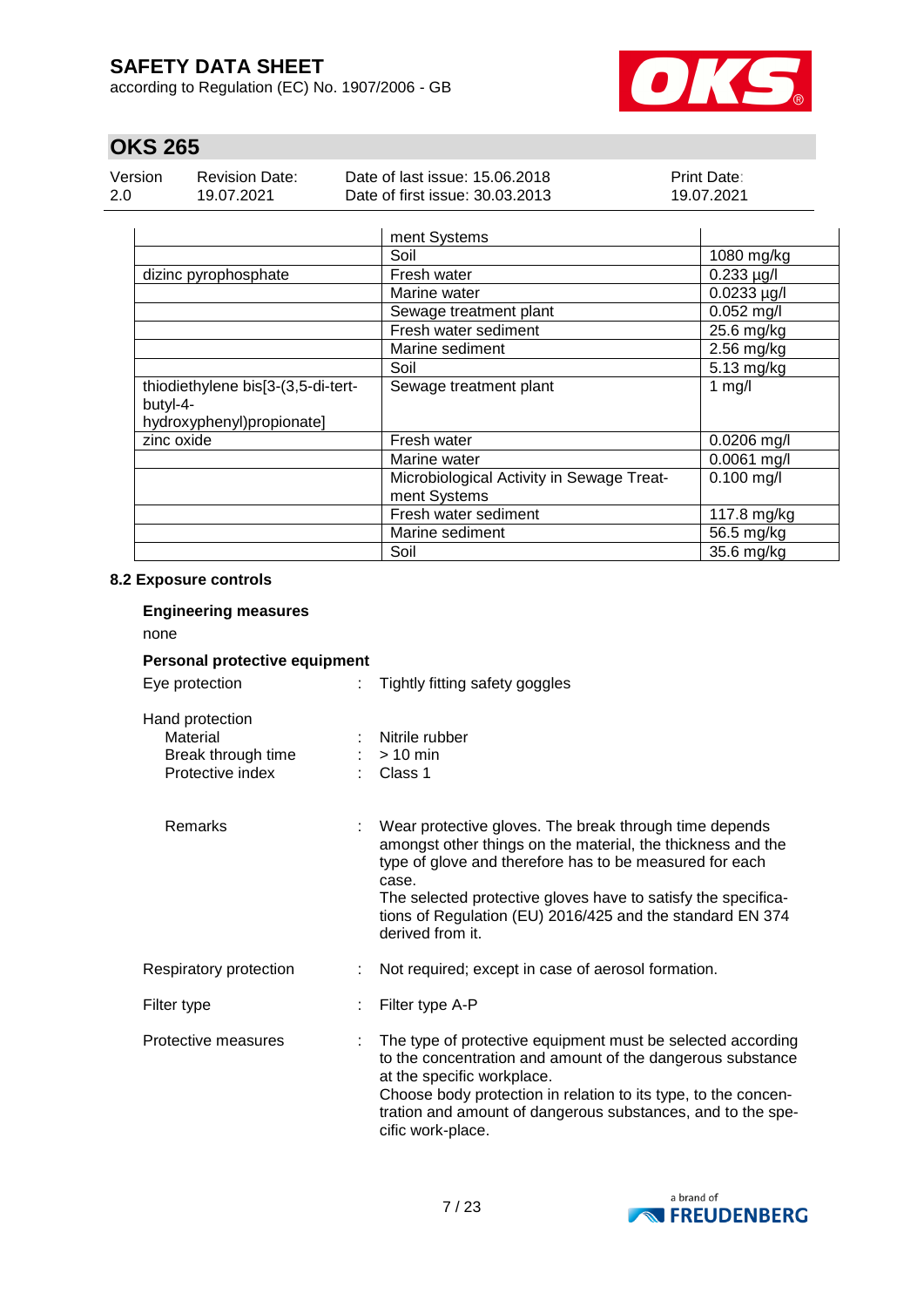| | | |
|---|---|---|
| | ment Systems | |
| | Soil | 1080 mg/kg |
| dizinc pyrophosphate | Fresh water | 0.233 µg/l |
| | Marine water | 0.0233 µg/l |
| | Sewage treatment plant | 0.052 mg/l |
| | Fresh water sediment | 25.6 mg/kg |
| | Marine sediment | 2.56 mg/kg |
| | Soil | 5.13 mg/kg |
| thiodiethylene bis[3-(3,5-di-tert-butyl-4-hydroxyphenyl)propionate] | Sewage treatment plant | 1 mg/l |
| zinc oxide | Fresh water | 0.0206 mg/l |
| | Marine water | 0.0061 mg/l |
| | Microbiological Activity in Sewage Treatment Systems | 0.100 mg/l |
| | Fresh water sediment | 117.8 mg/kg |
| | Marine sediment | 56.5 mg/kg |
| | Soil | 35.6 mg/kg |

### 8.2 Exposure controls

**Engineering measures**

none

**Personal protective equipment**

Eye protection : Tightly fitting safety goggles

Hand protection
- Material : Nitrile rubber
- Break through time : > 10 min
- Protective index : Class 1

Remarks : Wear protective gloves. The break through time depends amongst other things on the material, the thickness and the type of glove and therefore has to be measured for each case.
The selected protective gloves have to satisfy the specifications of Regulation (EU) 2016/425 and the standard EN 374 derived from it.

Respiratory protection : Not required; except in case of aerosol formation.

Filter type : Filter type A-P

Protective measures : The type of protective equipment must be selected according to the concentration and amount of the dangerous substance at the specific workplace.
Choose body protection in relation to its type, to the concentration and amount of dangerous substances, and to the specific work-place.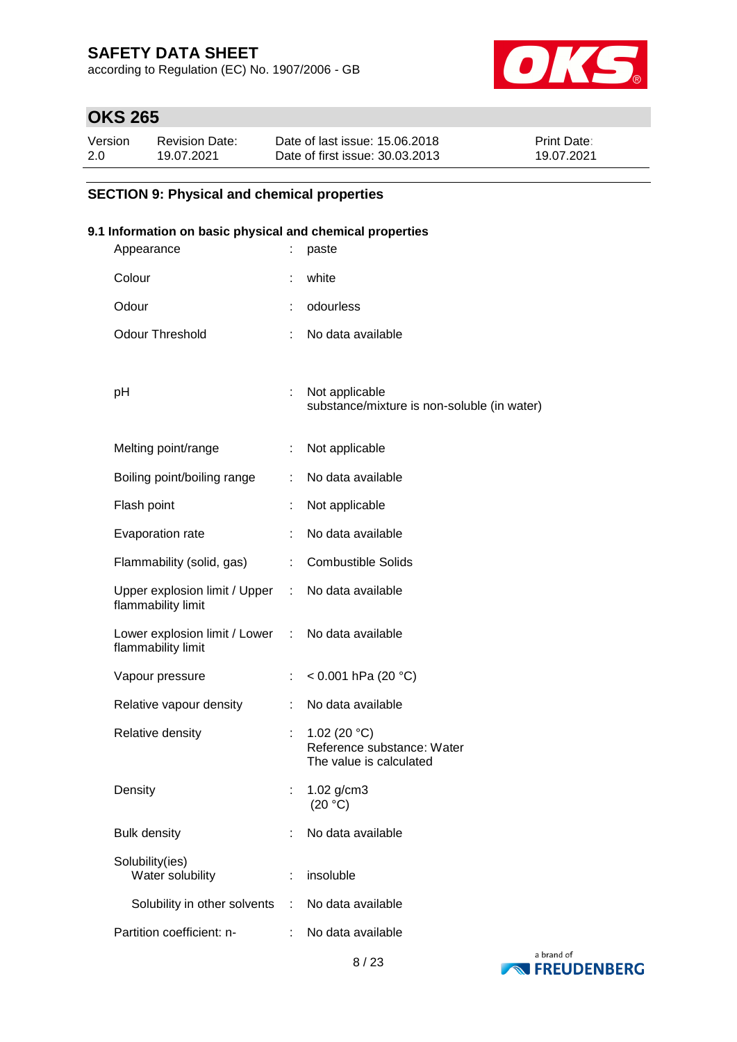## SECTION 9: Physical and chemical properties

### 9.1 Information on basic physical and chemical properties

| Property | | Value |
|---|---|---|
| Appearance | : | paste |
| Colour | : | white |
| Odour | : | odourless |
| Odour Threshold | : | No data available |
| pH | : | Not applicable<br>substance/mixture is non-soluble (in water) |
| Melting point/range | : | Not applicable |
| Boiling point/boiling range | : | No data available |
| Flash point | : | Not applicable |
| Evaporation rate | : | No data available |
| Flammability (solid, gas) | : | Combustible Solids |
| Upper explosion limit / Upper flammability limit | : | No data available |
| Lower explosion limit / Lower flammability limit | : | No data available |
| Vapour pressure | : | < 0.001 hPa (20 °C) |
| Relative vapour density | : | No data available |
| Relative density | : | 1.02 (20 °C)<br>Reference substance: Water<br>The value is calculated |
| Density | : | 1.02 g/cm3<br>(20 °C) |
| Bulk density | : | No data available |
| Solubility(ies)<br>Water solubility | : | insoluble |
| Solubility in other solvents | : | No data available |
| Partition coefficient: n- | : | No data available |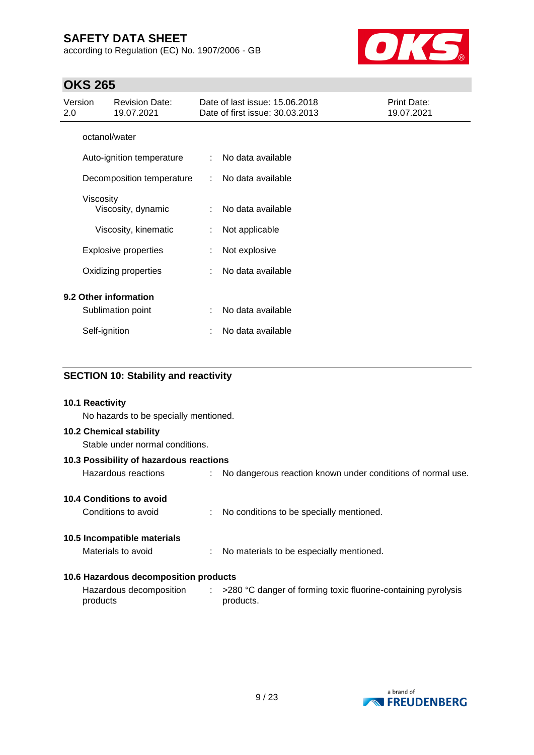octanol/water

| | | |
|---|---|---|
| Auto-ignition temperature | : | No data available |
| Decomposition temperature | : | No data available |
| Viscosity | | |
| Viscosity, dynamic | : | No data available |
| Viscosity, kinematic | : | Not applicable |
| Explosive properties | : | Not explosive |
| Oxidizing properties | : | No data available |

### 9.2 Other information

| | | |
|---|---|---|
| Sublimation point | : | No data available |
| Self-ignition | : | No data available |

## SECTION 10: Stability and reactivity

### 10.1 Reactivity

No hazards to be specially mentioned.

### 10.2 Chemical stability

Stable under normal conditions.

### 10.3 Possibility of hazardous reactions

Hazardous reactions : No dangerous reaction known under conditions of normal use.

### 10.4 Conditions to avoid

Conditions to avoid : No conditions to be specially mentioned.

### 10.5 Incompatible materials

Materials to avoid : No materials to be especially mentioned.

### 10.6 Hazardous decomposition products

Hazardous decomposition products : >280 °C danger of forming toxic fluorine-containing pyrolysis products.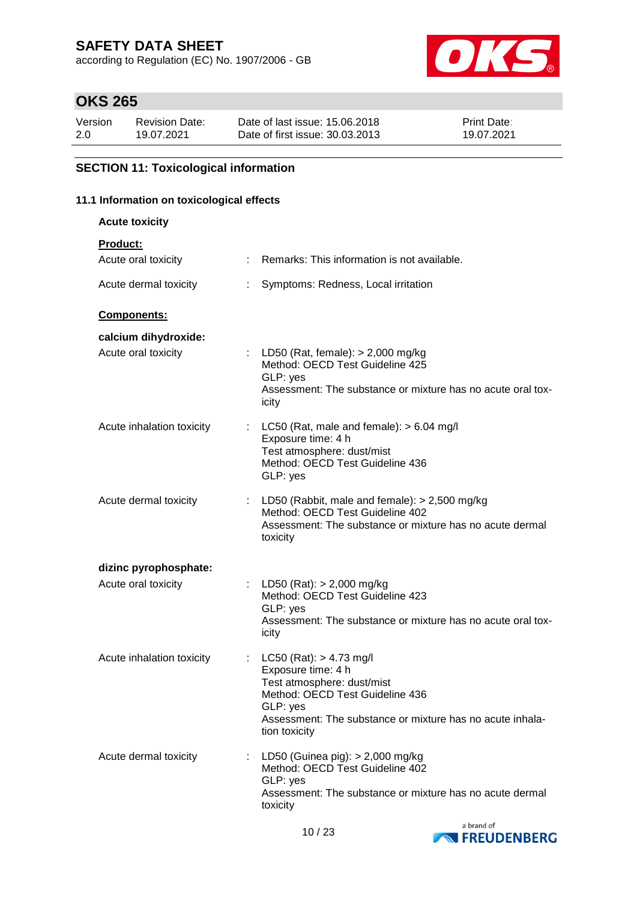## SECTION 11: Toxicological information

### 11.1 Information on toxicological effects

**Acute toxicity**

**Product:**

| | | |
|---|---|---|
| Acute oral toxicity | : | Remarks: This information is not available. |
| Acute dermal toxicity | : | Symptoms: Redness, Local irritation |

**Components:**

**calcium dihydroxide:**

| | | |
|---|---|---|
| Acute oral toxicity | : | LD50 (Rat, female): > 2,000 mg/kg<br>Method: OECD Test Guideline 425<br>GLP: yes<br>Assessment: The substance or mixture has no acute oral toxicity |
| Acute inhalation toxicity | : | LC50 (Rat, male and female): > 6.04 mg/l<br>Exposure time: 4 h<br>Test atmosphere: dust/mist<br>Method: OECD Test Guideline 436<br>GLP: yes |
| Acute dermal toxicity | : | LD50 (Rabbit, male and female): > 2,500 mg/kg<br>Method: OECD Test Guideline 402<br>Assessment: The substance or mixture has no acute dermal toxicity |

**dizinc pyrophosphate:**

| | | |
|---|---|---|
| Acute oral toxicity | : | LD50 (Rat): > 2,000 mg/kg<br>Method: OECD Test Guideline 423<br>GLP: yes<br>Assessment: The substance or mixture has no acute oral toxicity |
| Acute inhalation toxicity | : | LC50 (Rat): > 4.73 mg/l<br>Exposure time: 4 h<br>Test atmosphere: dust/mist<br>Method: OECD Test Guideline 436<br>GLP: yes<br>Assessment: The substance or mixture has no acute inhalation toxicity |
| Acute dermal toxicity | : | LD50 (Guinea pig): > 2,000 mg/kg<br>Method: OECD Test Guideline 402<br>GLP: yes<br>Assessment: The substance or mixture has no acute dermal toxicity |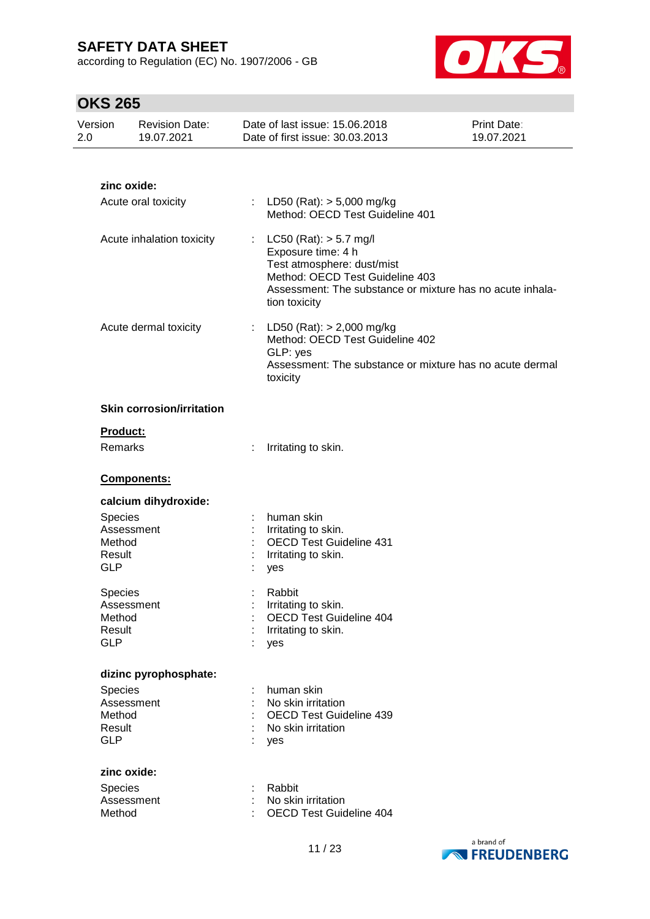**zinc oxide:**

Acute oral toxicity : LD50 (Rat): > 5,000 mg/kg
Method: OECD Test Guideline 401

Acute inhalation toxicity : LC50 (Rat): > 5.7 mg/l
Exposure time: 4 h
Test atmosphere: dust/mist
Method: OECD Test Guideline 403
Assessment: The substance or mixture has no acute inhalation toxicity

Acute dermal toxicity : LD50 (Rat): > 2,000 mg/kg
Method: OECD Test Guideline 402
GLP: yes
Assessment: The substance or mixture has no acute dermal toxicity

**Skin corrosion/irritation**

**Product:**

Remarks : Irritating to skin.

**Components:**

**calcium dihydroxide:**

Species : human skin
Assessment : Irritating to skin.
Method : OECD Test Guideline 431
Result : Irritating to skin.
GLP : yes

Species : Rabbit
Assessment : Irritating to skin.
Method : OECD Test Guideline 404
Result : Irritating to skin.
GLP : yes

**dizinc pyrophosphate:**

Species : human skin
Assessment : No skin irritation
Method : OECD Test Guideline 439
Result : No skin irritation
GLP : yes

**zinc oxide:**

Species : Rabbit
Assessment : No skin irritation
Method : OECD Test Guideline 404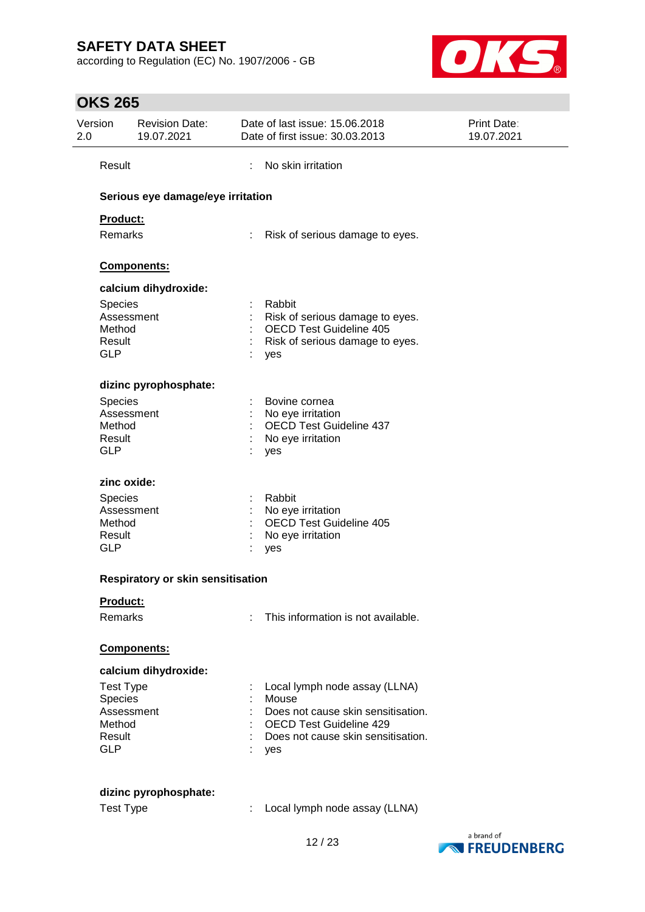Result : No skin irritation

### Serious eye damage/eye irritation

**Product:**

Remarks : Risk of serious damage to eyes.

**Components:**

**calcium dihydroxide:**

| | | |
|---|---|---|
| Species | : | Rabbit |
| Assessment | : | Risk of serious damage to eyes. |
| Method | : | OECD Test Guideline 405 |
| Result | : | Risk of serious damage to eyes. |
| GLP | : | yes |

**dizinc pyrophosphate:**

| | | |
|---|---|---|
| Species | : | Bovine cornea |
| Assessment | : | No eye irritation |
| Method | : | OECD Test Guideline 437 |
| Result | : | No eye irritation |
| GLP | : | yes |

**zinc oxide:**

| | | |
|---|---|---|
| Species | : | Rabbit |
| Assessment | : | No eye irritation |
| Method | : | OECD Test Guideline 405 |
| Result | : | No eye irritation |
| GLP | : | yes |

### Respiratory or skin sensitisation

**Product:**

Remarks : This information is not available.

**Components:**

**calcium dihydroxide:**

| | | |
|---|---|---|
| Test Type | : | Local lymph node assay (LLNA) |
| Species | : | Mouse |
| Assessment | : | Does not cause skin sensitisation. |
| Method | : | OECD Test Guideline 429 |
| Result | : | Does not cause skin sensitisation. |
| GLP | : | yes |

**dizinc pyrophosphate:**

| | | |
|---|---|---|
| Test Type | : | Local lymph node assay (LLNA) |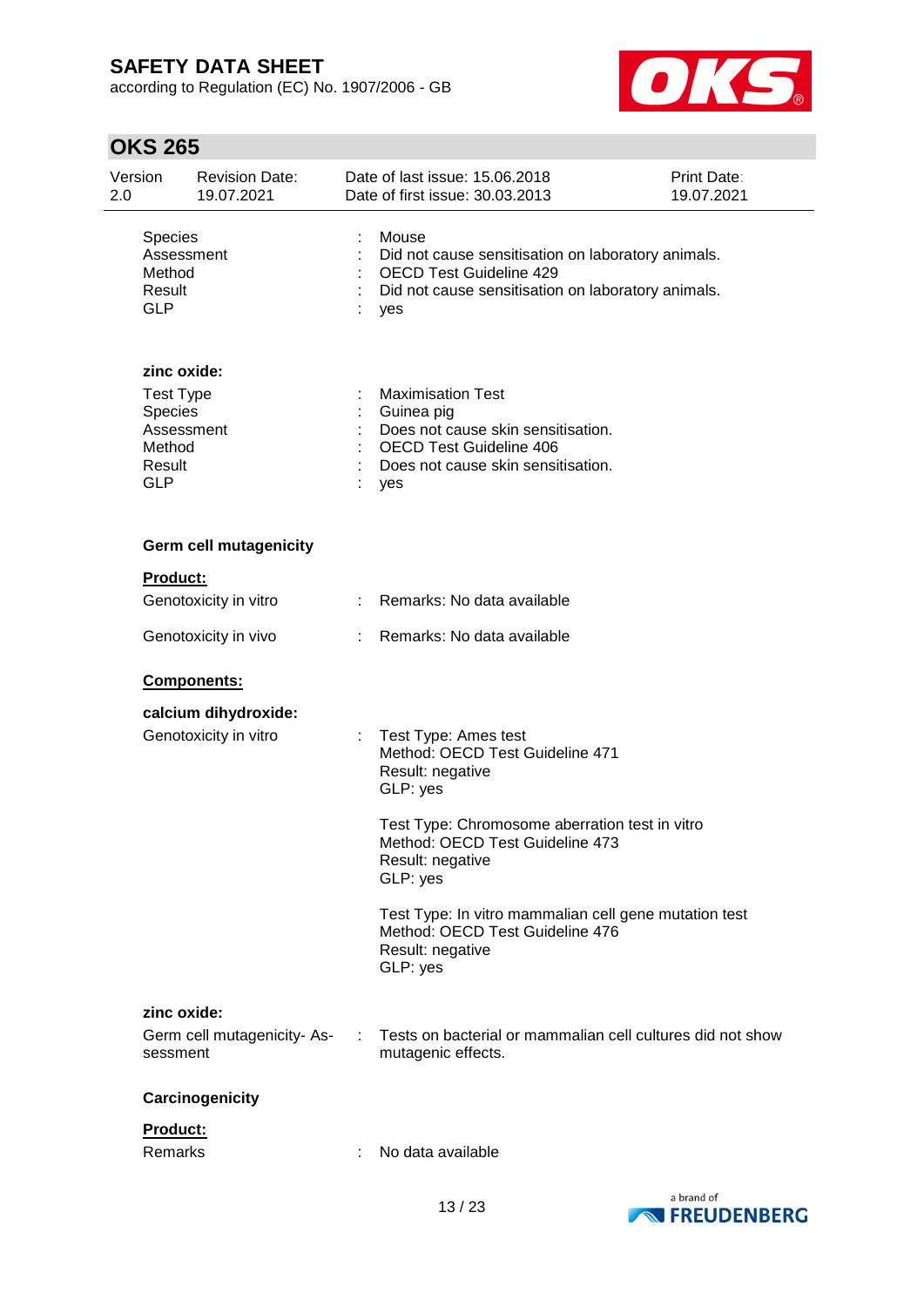| | | |
|---|---|---|
| Species | : | Mouse |
| Assessment | : | Did not cause sensitisation on laboratory animals. |
| Method | : | OECD Test Guideline 429 |
| Result | : | Did not cause sensitisation on laboratory animals. |
| GLP | : | yes |

**zinc oxide:**

| | | |
|---|---|---|
| Test Type | : | Maximisation Test |
| Species | : | Guinea pig |
| Assessment | : | Does not cause skin sensitisation. |
| Method | : | OECD Test Guideline 406 |
| Result | : | Does not cause skin sensitisation. |
| GLP | : | yes |

**Germ cell mutagenicity**

**Product:**

| | | |
|---|---|---|
| Genotoxicity in vitro | : | Remarks: No data available |
| Genotoxicity in vivo | : | Remarks: No data available |

**Components:**

**calcium dihydroxide:**

Genotoxicity in vitro :
Test Type: Ames test
Method: OECD Test Guideline 471
Result: negative
GLP: yes

Test Type: Chromosome aberration test in vitro
Method: OECD Test Guideline 473
Result: negative
GLP: yes

Test Type: In vitro mammalian cell gene mutation test
Method: OECD Test Guideline 476
Result: negative
GLP: yes

**zinc oxide:**

| | | |
|---|---|---|
| Germ cell mutagenicity- Assessment | : | Tests on bacterial or mammalian cell cultures did not show mutagenic effects. |

**Carcinogenicity**

**Product:**

| | | |
|---|---|---|
| Remarks | : | No data available |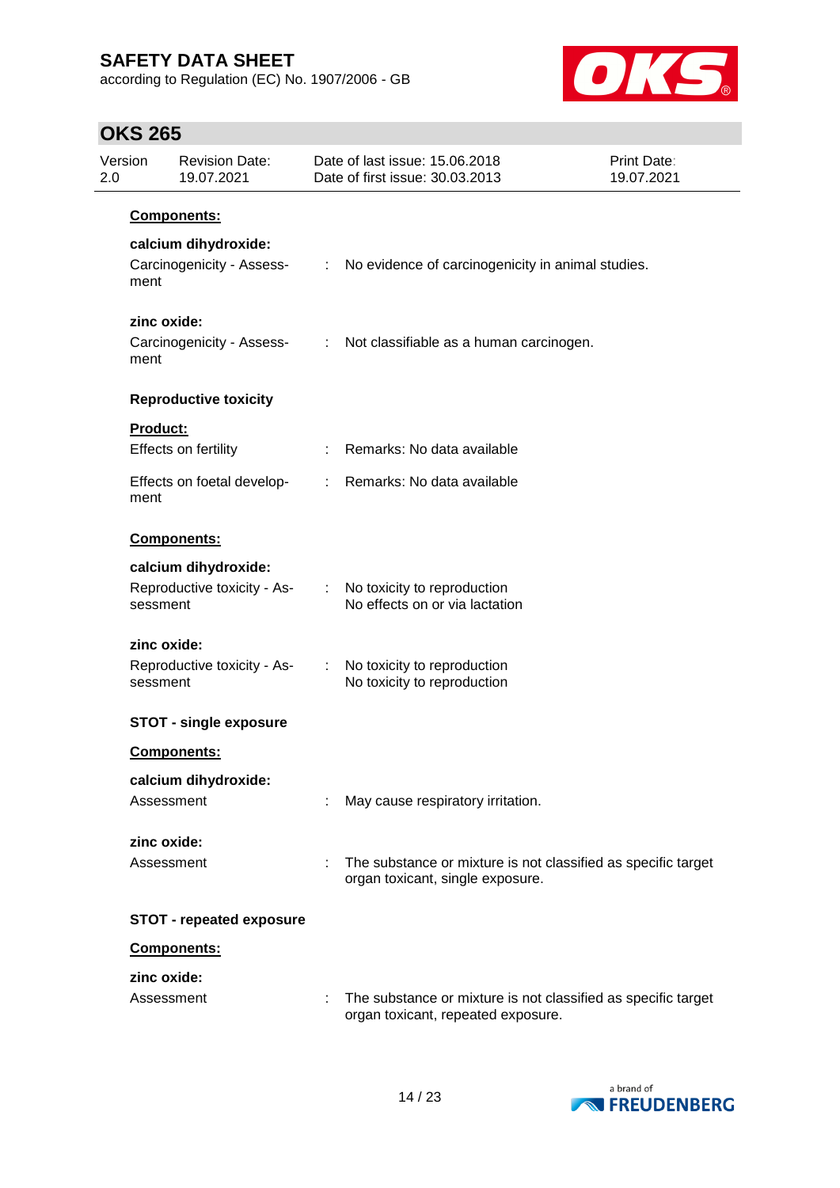**Components:**

**calcium dihydroxide:**

| | | |
|---|---|---|
| Carcinogenicity - Assessment | : | No evidence of carcinogenicity in animal studies. |

**zinc oxide:**

| | | |
|---|---|---|
| Carcinogenicity - Assessment | : | Not classifiable as a human carcinogen. |

**Reproductive toxicity**

**Product:**

| | | |
|---|---|---|
| Effects on fertility | : | Remarks: No data available |
| Effects on foetal development | : | Remarks: No data available |

**Components:**

**calcium dihydroxide:**

| | | |
|---|---|---|
| Reproductive toxicity - Assessment | : | No toxicity to reproduction<br>No effects on or via lactation |

**zinc oxide:**

| | | |
|---|---|---|
| Reproductive toxicity - Assessment | : | No toxicity to reproduction<br>No toxicity to reproduction |

**STOT - single exposure**

**Components:**

**calcium dihydroxide:**

| | | |
|---|---|---|
| Assessment | : | May cause respiratory irritation. |

**zinc oxide:**

| | | |
|---|---|---|
| Assessment | : | The substance or mixture is not classified as specific target organ toxicant, single exposure. |

**STOT - repeated exposure**

**Components:**

**zinc oxide:**

| | | |
|---|---|---|
| Assessment | : | The substance or mixture is not classified as specific target organ toxicant, repeated exposure. |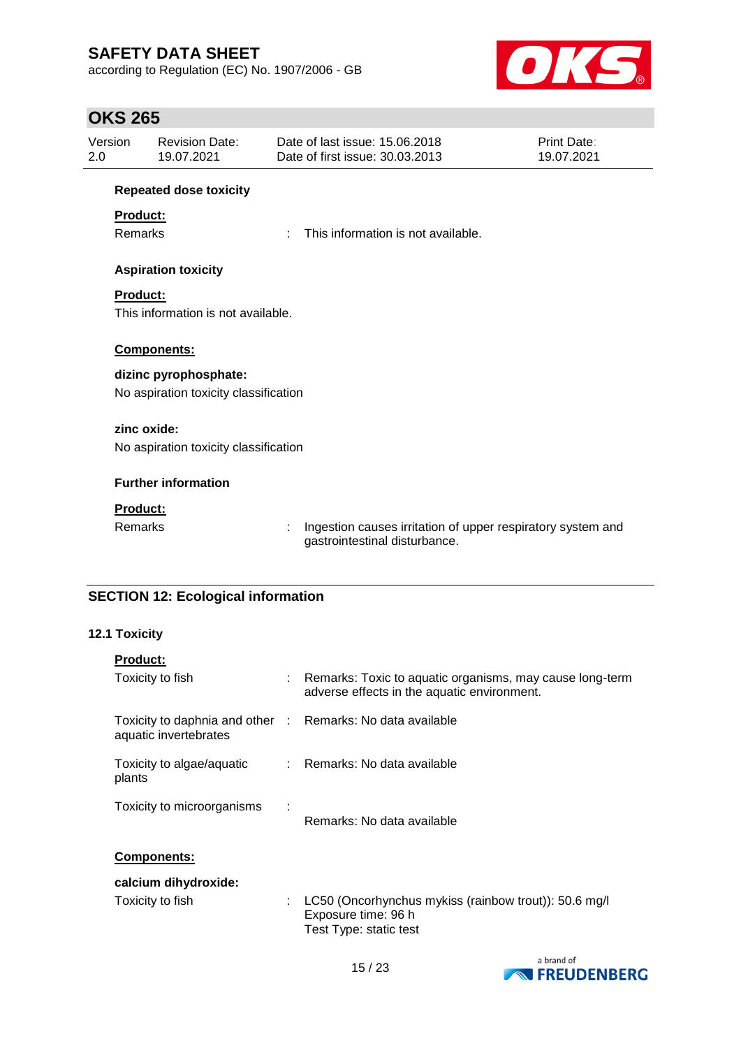**Repeated dose toxicity**

**Product:**

| | | |
|---|---|---|
| Remarks | : | This information is not available. |

**Aspiration toxicity**

**Product:**

This information is not available.

**Components:**

**dizinc pyrophosphate:**

No aspiration toxicity classification

**zinc oxide:**

No aspiration toxicity classification

**Further information**

**Product:**

| | | |
|---|---|---|
| Remarks | : | Ingestion causes irritation of upper respiratory system and gastrointestinal disturbance. |

## SECTION 12: Ecological information

### 12.1 Toxicity

**Product:**

| | | |
|---|---|---|
| Toxicity to fish | : | Remarks: Toxic to aquatic organisms, may cause long-term adverse effects in the aquatic environment. |
| Toxicity to daphnia and other aquatic invertebrates | : | Remarks: No data available |
| Toxicity to algae/aquatic plants | : | Remarks: No data available |
| Toxicity to microorganisms | : | Remarks: No data available |

**Components:**

**calcium dihydroxide:**

| | | |
|---|---|---|
| Toxicity to fish | : | LC50 (Oncorhynchus mykiss (rainbow trout)): 50.6 mg/l<br>Exposure time: 96 h<br>Test Type: static test |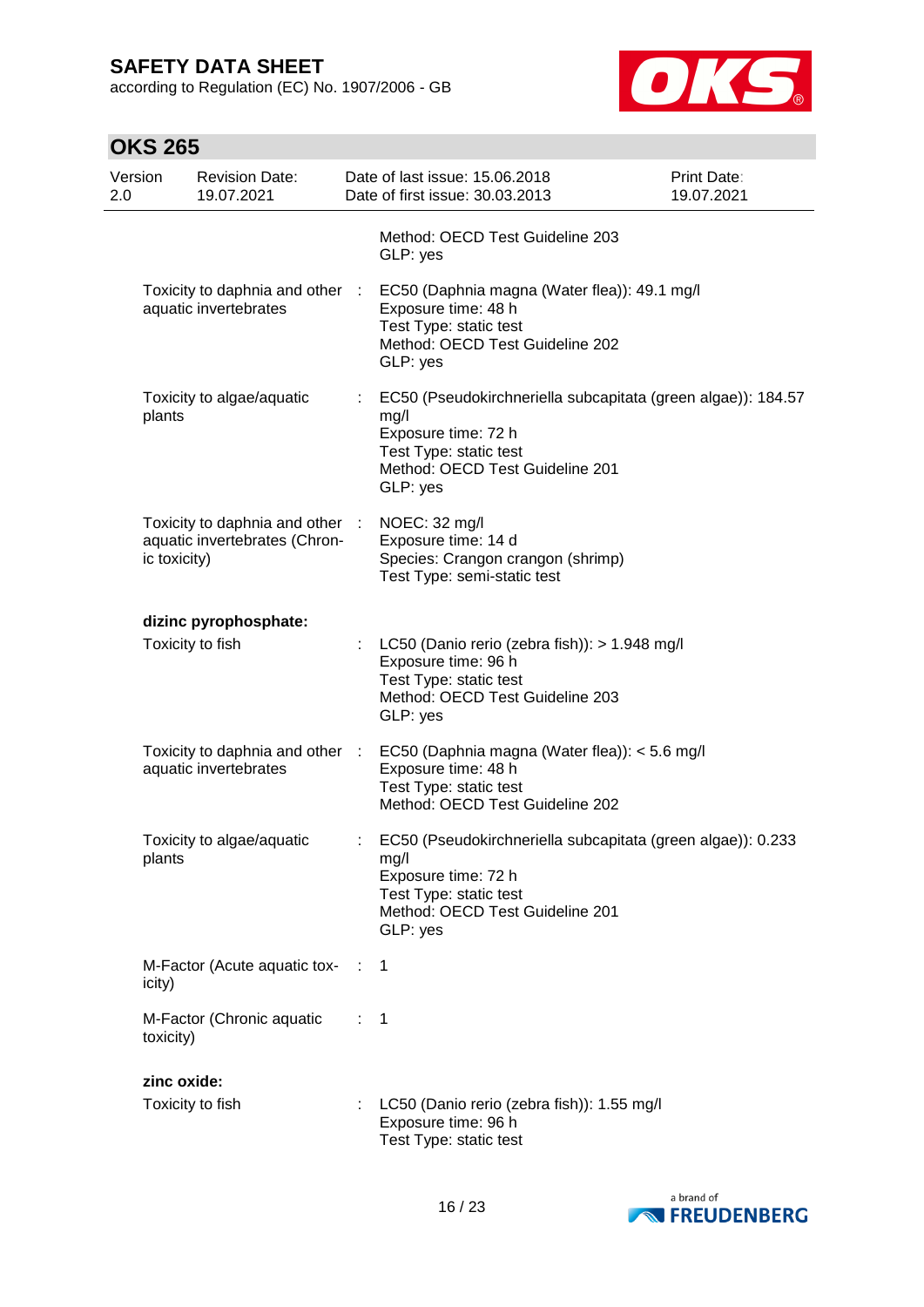| | | |
|---|---|---|
| | | Method: OECD Test Guideline 203<br>GLP: yes |
| Toxicity to daphnia and other aquatic invertebrates | : | EC50 (Daphnia magna (Water flea)): 49.1 mg/l<br>Exposure time: 48 h<br>Test Type: static test<br>Method: OECD Test Guideline 202<br>GLP: yes |
| Toxicity to algae/aquatic plants | : | EC50 (Pseudokirchneriella subcapitata (green algae)): 184.57 mg/l<br>Exposure time: 72 h<br>Test Type: static test<br>Method: OECD Test Guideline 201<br>GLP: yes |
| Toxicity to daphnia and other aquatic invertebrates (Chronic toxicity) | : | NOEC: 32 mg/l<br>Exposure time: 14 d<br>Species: Crangon crangon (shrimp)<br>Test Type: semi-static test |

**dizinc pyrophosphate:**

| | | |
|---|---|---|
| Toxicity to fish | : | LC50 (Danio rerio (zebra fish)): > 1.948 mg/l<br>Exposure time: 96 h<br>Test Type: static test<br>Method: OECD Test Guideline 203<br>GLP: yes |
| Toxicity to daphnia and other aquatic invertebrates | : | EC50 (Daphnia magna (Water flea)): < 5.6 mg/l<br>Exposure time: 48 h<br>Test Type: static test<br>Method: OECD Test Guideline 202 |
| Toxicity to algae/aquatic plants | : | EC50 (Pseudokirchneriella subcapitata (green algae)): 0.233 mg/l<br>Exposure time: 72 h<br>Test Type: static test<br>Method: OECD Test Guideline 201<br>GLP: yes |
| M-Factor (Acute aquatic toxicity) | : | 1 |
| M-Factor (Chronic aquatic toxicity) | : | 1 |

**zinc oxide:**

| | | |
|---|---|---|
| Toxicity to fish | : | LC50 (Danio rerio (zebra fish)): 1.55 mg/l<br>Exposure time: 96 h<br>Test Type: static test |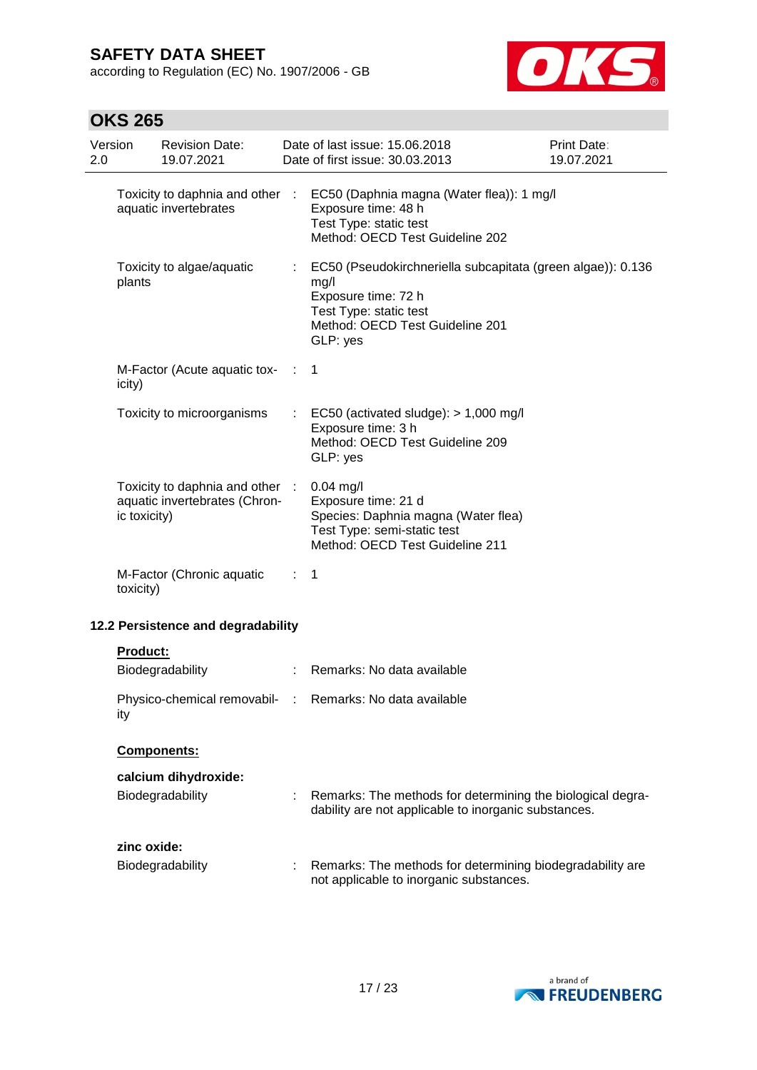| | | |
|---|---|---|
| Toxicity to daphnia and other aquatic invertebrates | : | EC50 (Daphnia magna (Water flea)): 1 mg/l<br>Exposure time: 48 h<br>Test Type: static test<br>Method: OECD Test Guideline 202 |
| Toxicity to algae/aquatic plants | : | EC50 (Pseudokirchneriella subcapitata (green algae)): 0.136 mg/l<br>Exposure time: 72 h<br>Test Type: static test<br>Method: OECD Test Guideline 201<br>GLP: yes |
| M-Factor (Acute aquatic toxicity) | : | 1 |
| Toxicity to microorganisms | : | EC50 (activated sludge): > 1,000 mg/l<br>Exposure time: 3 h<br>Method: OECD Test Guideline 209<br>GLP: yes |
| Toxicity to daphnia and other aquatic invertebrates (Chronic toxicity) | : | 0.04 mg/l<br>Exposure time: 21 d<br>Species: Daphnia magna (Water flea)<br>Test Type: semi-static test<br>Method: OECD Test Guideline 211 |
| M-Factor (Chronic aquatic toxicity) | : | 1 |

### 12.2 Persistence and degradability

**Product:**

| | | |
|---|---|---|
| Biodegradability | : | Remarks: No data available |
| Physico-chemical removability | : | Remarks: No data available |

**Components:**

**calcium dihydroxide:**

| | | |
|---|---|---|
| Biodegradability | : | Remarks: The methods for determining the biological degradability are not applicable to inorganic substances. |

**zinc oxide:**

| | | |
|---|---|---|
| Biodegradability | : | Remarks: The methods for determining biodegradability are not applicable to inorganic substances. |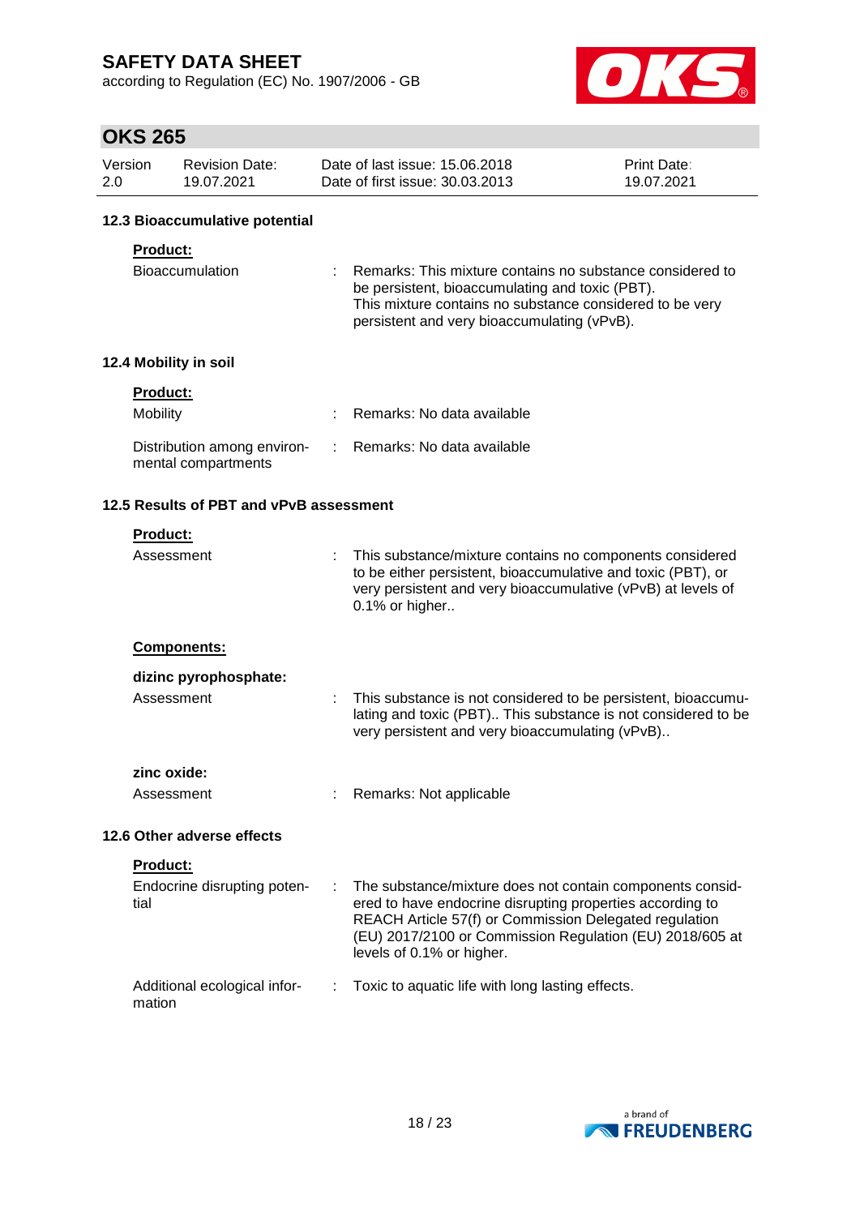### 12.3 Bioaccumulative potential

**Product:**

| | | |
|---|---|---|
| Bioaccumulation | : | Remarks: This mixture contains no substance considered to be persistent, bioaccumulating and toxic (PBT). This mixture contains no substance considered to be very persistent and very bioaccumulating (vPvB). |

### 12.4 Mobility in soil

**Product:**

| | | |
|---|---|---|
| Mobility | : | Remarks: No data available |
| Distribution among environmental compartments | : | Remarks: No data available |

### 12.5 Results of PBT and vPvB assessment

**Product:**

| | | |
|---|---|---|
| Assessment | : | This substance/mixture contains no components considered to be either persistent, bioaccumulative and toxic (PBT), or very persistent and very bioaccumulative (vPvB) at levels of 0.1% or higher.. |

**Components:**

**dizinc pyrophosphate:**

| | | |
|---|---|---|
| Assessment | : | This substance is not considered to be persistent, bioaccumulating and toxic (PBT).. This substance is not considered to be very persistent and very bioaccumulating (vPvB).. |

**zinc oxide:**

| | | |
|---|---|---|
| Assessment | : | Remarks: Not applicable |

### 12.6 Other adverse effects

**Product:**

| | | |
|---|---|---|
| Endocrine disrupting potential | : | The substance/mixture does not contain components considered to have endocrine disrupting properties according to REACH Article 57(f) or Commission Delegated regulation (EU) 2017/2100 or Commission Regulation (EU) 2018/605 at levels of 0.1% or higher. |
| Additional ecological information | : | Toxic to aquatic life with long lasting effects. |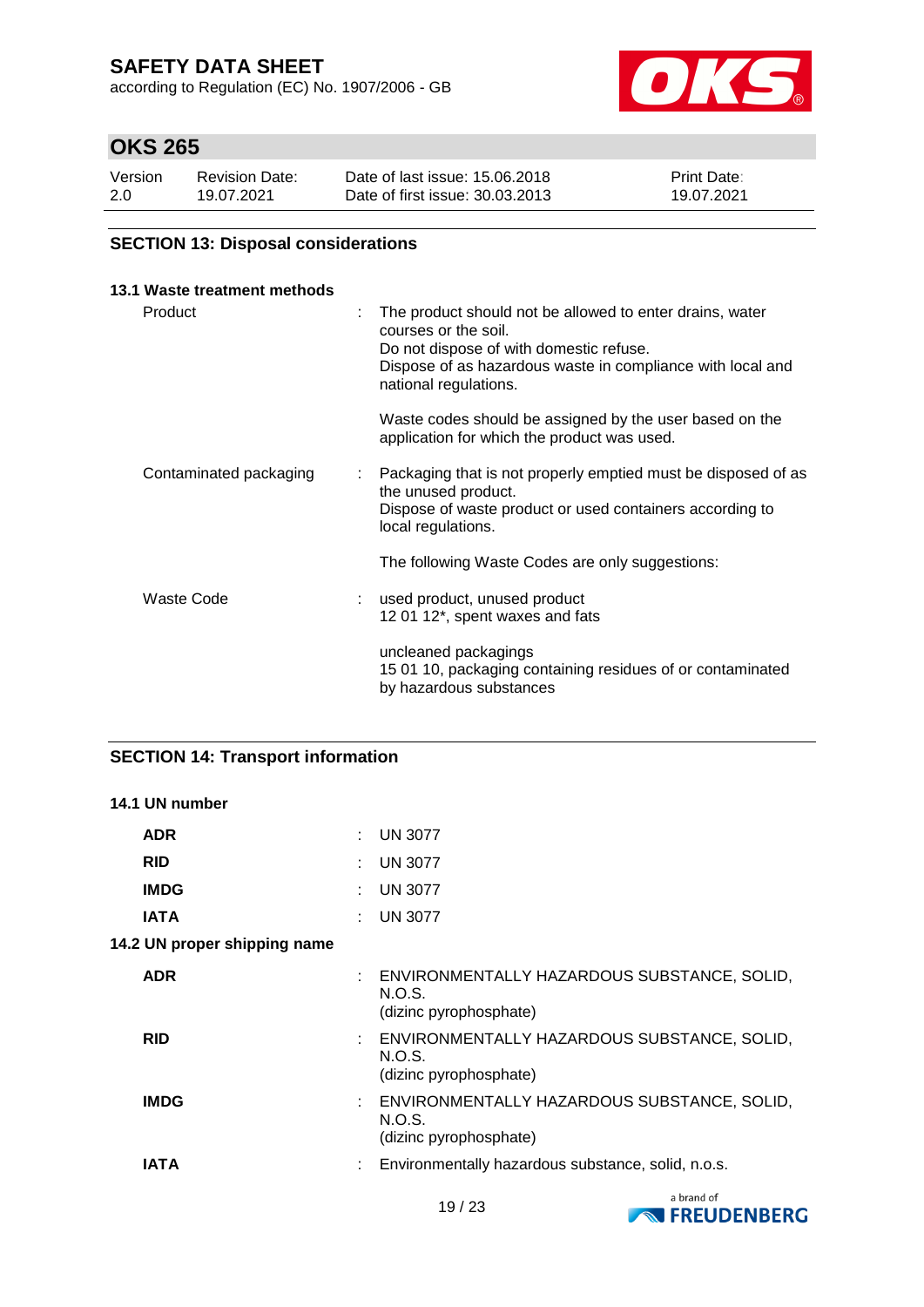## SECTION 13: Disposal considerations

### 13.1 Waste treatment methods

| | |
|---|---|
| Product | : The product should not be allowed to enter drains, water courses or the soil. Do not dispose of with domestic refuse. Dispose of as hazardous waste in compliance with local and national regulations. |
| | Waste codes should be assigned by the user based on the application for which the product was used. |
| Contaminated packaging | : Packaging that is not properly emptied must be disposed of as the unused product. Dispose of waste product or used containers according to local regulations. |
| | The following Waste Codes are only suggestions: |
| Waste Code | : used product, unused product 12 01 12*, spent waxes and fats |
| | uncleaned packagings 15 01 10, packaging containing residues of or contaminated by hazardous substances |

## SECTION 14: Transport information

### 14.1 UN number

| | |
|---|---|
| **ADR** | : UN 3077 |
| **RID** | : UN 3077 |
| **IMDG** | : UN 3077 |
| **IATA** | : UN 3077 |

### 14.2 UN proper shipping name

| | |
|---|---|
| **ADR** | : ENVIRONMENTALLY HAZARDOUS SUBSTANCE, SOLID, N.O.S. (dizinc pyrophosphate) |
| **RID** | : ENVIRONMENTALLY HAZARDOUS SUBSTANCE, SOLID, N.O.S. (dizinc pyrophosphate) |
| **IMDG** | : ENVIRONMENTALLY HAZARDOUS SUBSTANCE, SOLID, N.O.S. (dizinc pyrophosphate) |
| **IATA** | : Environmentally hazardous substance, solid, n.o.s. |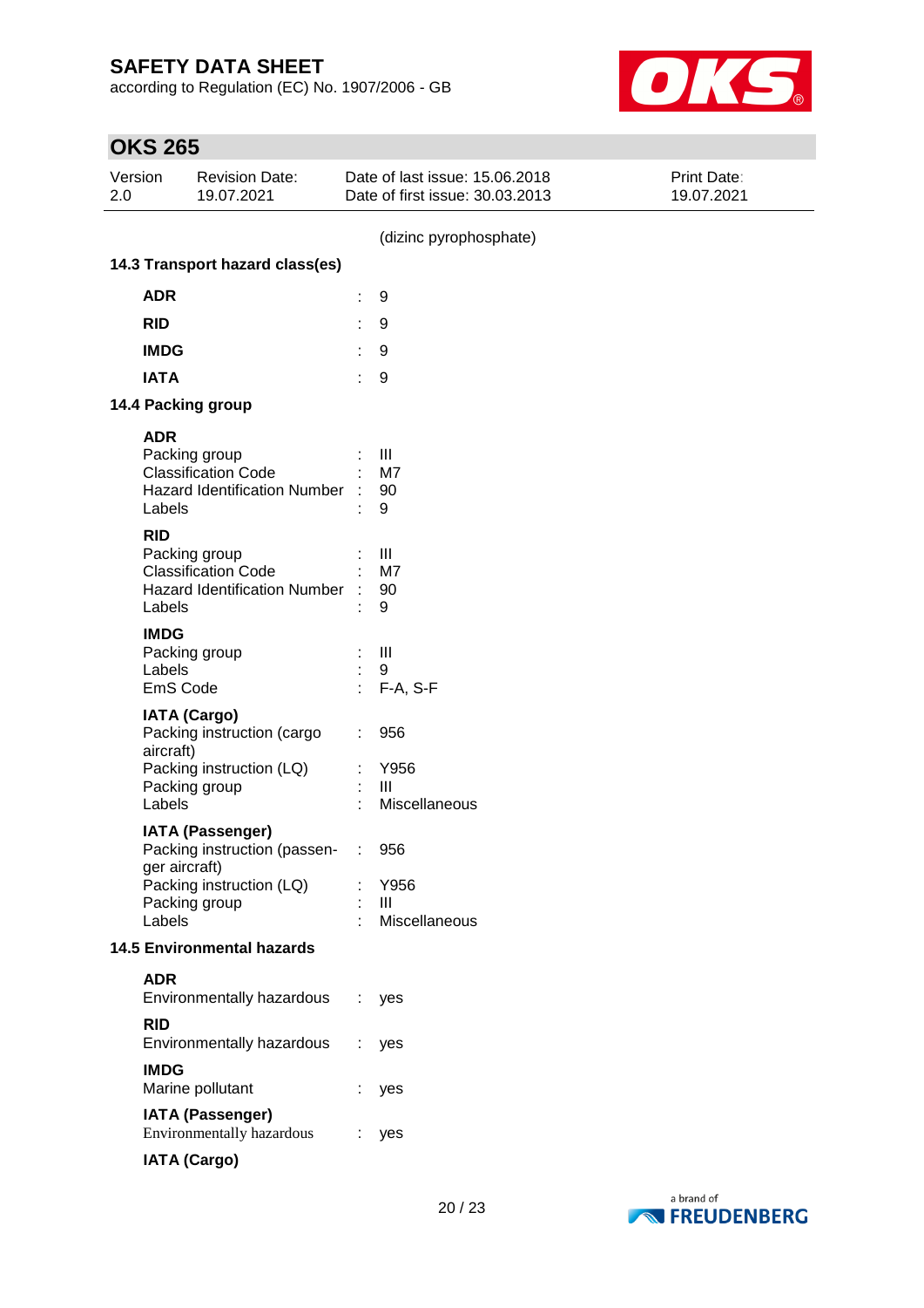(dizinc pyrophosphate)

**14.3 Transport hazard class(es)**

| | | |
|---|---|---|
| **ADR** | : | 9 |
| **RID** | : | 9 |
| **IMDG** | : | 9 |
| **IATA** | : | 9 |

**14.4 Packing group**

**ADR**

| | | |
|---|---|---|
| Packing group | : | III |
| Classification Code | : | M7 |
| Hazard Identification Number | : | 90 |
| Labels | : | 9 |

**RID**

| | | |
|---|---|---|
| Packing group | : | III |
| Classification Code | : | M7 |
| Hazard Identification Number | : | 90 |
| Labels | : | 9 |

**IMDG**

| | | |
|---|---|---|
| Packing group | : | III |
| Labels | : | 9 |
| EmS Code | : | F-A, S-F |

**IATA (Cargo)**

| | | |
|---|---|---|
| Packing instruction (cargo aircraft) | : | 956 |
| Packing instruction (LQ) | : | Y956 |
| Packing group | : | III |
| Labels | : | Miscellaneous |

**IATA (Passenger)**

| | | |
|---|---|---|
| Packing instruction (passenger aircraft) | : | 956 |
| Packing instruction (LQ) | : | Y956 |
| Packing group | : | III |
| Labels | : | Miscellaneous |

**14.5 Environmental hazards**

**ADR**

| | | |
|---|---|---|
| Environmentally hazardous | : | yes |

**RID**

| | | |
|---|---|---|
| Environmentally hazardous | : | yes |

**IMDG**

| | | |
|---|---|---|
| Marine pollutant | : | yes |

**IATA (Passenger)**

| | | |
|---|---|---|
| Environmentally hazardous | : | yes |

**IATA (Cargo)**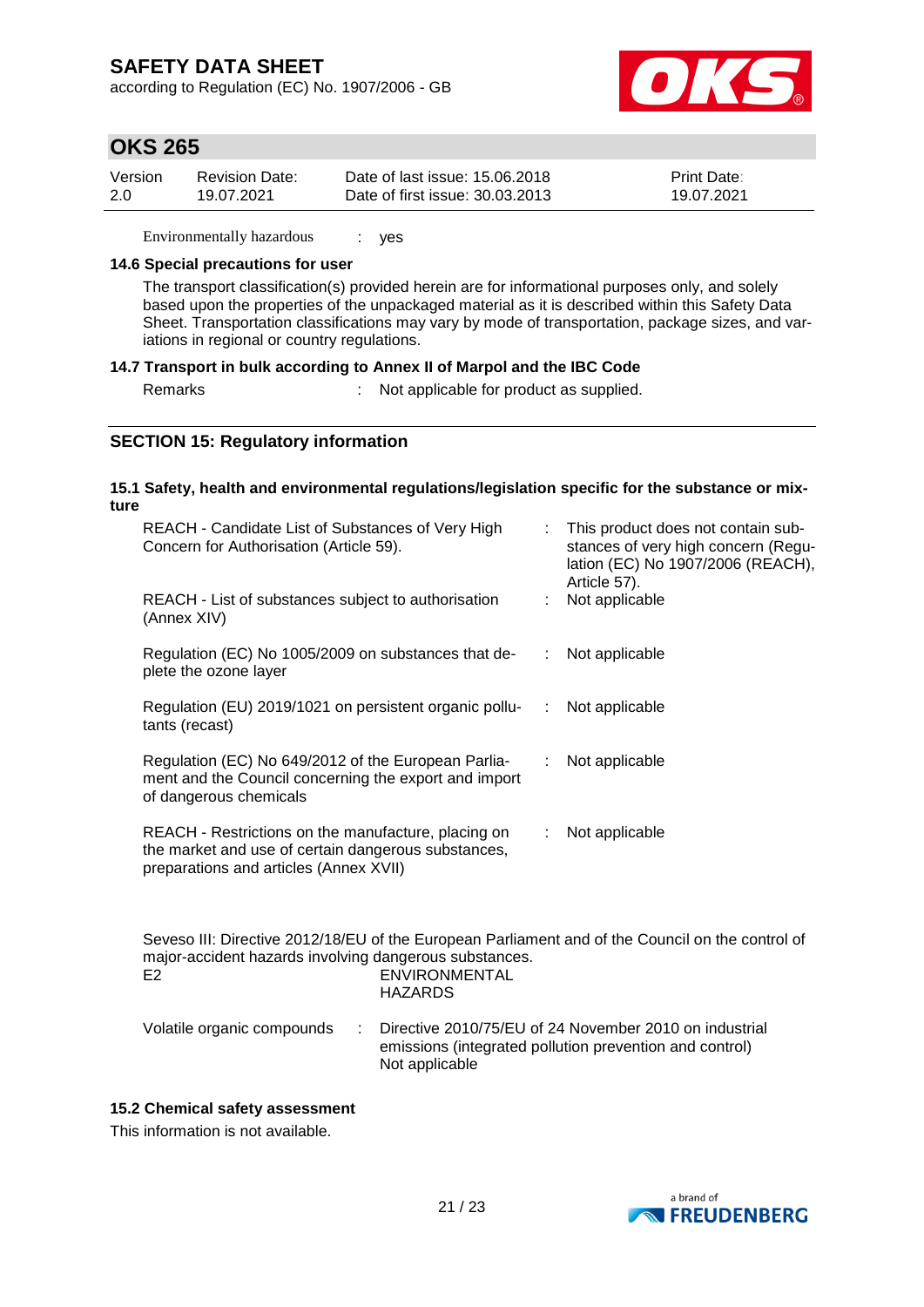Environmentally hazardous : yes

**14.6 Special precautions for user**

The transport classification(s) provided herein are for informational purposes only, and solely based upon the properties of the unpackaged material as it is described within this Safety Data Sheet. Transportation classifications may vary by mode of transportation, package sizes, and variations in regional or country regulations.

**14.7 Transport in bulk according to Annex II of Marpol and the IBC Code**

Remarks : Not applicable for product as supplied.

## SECTION 15: Regulatory information

**15.1 Safety, health and environmental regulations/legislation specific for the substance or mixture**

| | | |
|---|---|---|
| REACH - Candidate List of Substances of Very High Concern for Authorisation (Article 59). | : | This product does not contain substances of very high concern (Regulation (EC) No 1907/2006 (REACH), Article 57). |
| REACH - List of substances subject to authorisation (Annex XIV) | : | Not applicable |
| Regulation (EC) No 1005/2009 on substances that deplete the ozone layer | : | Not applicable |
| Regulation (EU) 2019/1021 on persistent organic pollutants (recast) | : | Not applicable |
| Regulation (EC) No 649/2012 of the European Parliament and the Council concerning the export and import of dangerous chemicals | : | Not applicable |
| REACH - Restrictions on the manufacture, placing on the market and use of certain dangerous substances, preparations and articles (Annex XVII) | : | Not applicable |

Seveso III: Directive 2012/18/EU of the European Parliament and of the Council on the control of major-accident hazards involving dangerous substances.

E2 ENVIRONMENTAL HAZARDS

Volatile organic compounds : Directive 2010/75/EU of 24 November 2010 on industrial emissions (integrated pollution prevention and control)
Not applicable

**15.2 Chemical safety assessment**

This information is not available.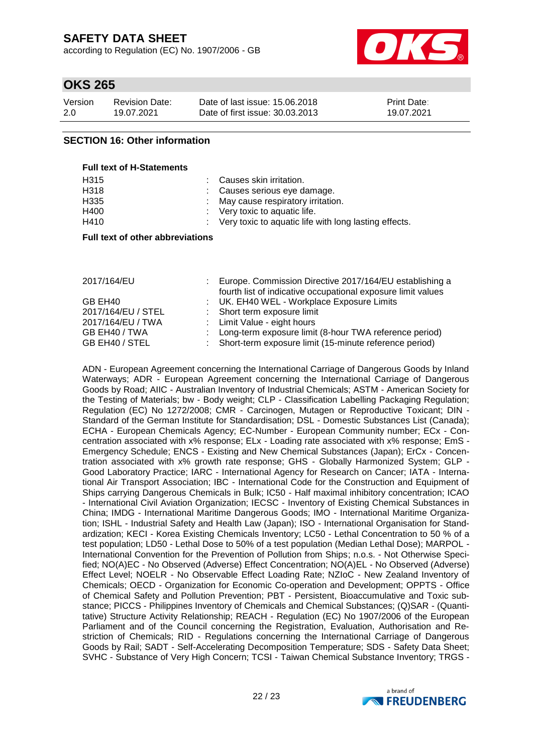## SECTION 16: Other information

**Full text of H-Statements**

| | |
|---|---|
| H315 | : Causes skin irritation. |
| H318 | : Causes serious eye damage. |
| H335 | : May cause respiratory irritation. |
| H400 | : Very toxic to aquatic life. |
| H410 | : Very toxic to aquatic life with long lasting effects. |

**Full text of other abbreviations**

| | |
|---|---|
| 2017/164/EU | : Europe. Commission Directive 2017/164/EU establishing a fourth list of indicative occupational exposure limit values |
| GB EH40 | : UK. EH40 WEL - Workplace Exposure Limits |
| 2017/164/EU / STEL | : Short term exposure limit |
| 2017/164/EU / TWA | : Limit Value - eight hours |
| GB EH40 / TWA | : Long-term exposure limit (8-hour TWA reference period) |
| GB EH40 / STEL | : Short-term exposure limit (15-minute reference period) |

ADN - European Agreement concerning the International Carriage of Dangerous Goods by Inland Waterways; ADR - European Agreement concerning the International Carriage of Dangerous Goods by Road; AIIC - Australian Inventory of Industrial Chemicals; ASTM - American Society for the Testing of Materials; bw - Body weight; CLP - Classification Labelling Packaging Regulation; Regulation (EC) No 1272/2008; CMR - Carcinogen, Mutagen or Reproductive Toxicant; DIN - Standard of the German Institute for Standardisation; DSL - Domestic Substances List (Canada); ECHA - European Chemicals Agency; EC-Number - European Community number; ECx - Concentration associated with x% response; ELx - Loading rate associated with x% response; EmS - Emergency Schedule; ENCS - Existing and New Chemical Substances (Japan); ErCx - Concentration associated with x% growth rate response; GHS - Globally Harmonized System; GLP - Good Laboratory Practice; IARC - International Agency for Research on Cancer; IATA - International Air Transport Association; IBC - International Code for the Construction and Equipment of Ships carrying Dangerous Chemicals in Bulk; IC50 - Half maximal inhibitory concentration; ICAO - International Civil Aviation Organization; IECSC - Inventory of Existing Chemical Substances in China; IMDG - International Maritime Dangerous Goods; IMO - International Maritime Organization; ISHL - Industrial Safety and Health Law (Japan); ISO - International Organisation for Standardization; KECI - Korea Existing Chemicals Inventory; LC50 - Lethal Concentration to 50 % of a test population; LD50 - Lethal Dose to 50% of a test population (Median Lethal Dose); MARPOL - International Convention for the Prevention of Pollution from Ships; n.o.s. - Not Otherwise Specified; NO(A)EC - No Observed (Adverse) Effect Concentration; NO(A)EL - No Observed (Adverse) Effect Level; NOELR - No Observable Effect Loading Rate; NZIoC - New Zealand Inventory of Chemicals; OECD - Organization for Economic Co-operation and Development; OPPTS - Office of Chemical Safety and Pollution Prevention; PBT - Persistent, Bioaccumulative and Toxic substance; PICCS - Philippines Inventory of Chemicals and Chemical Substances; (Q)SAR - (Quantitative) Structure Activity Relationship; REACH - Regulation (EC) No 1907/2006 of the European Parliament and of the Council concerning the Registration, Evaluation, Authorisation and Restriction of Chemicals; RID - Regulations concerning the International Carriage of Dangerous Goods by Rail; SADT - Self-Accelerating Decomposition Temperature; SDS - Safety Data Sheet; SVHC - Substance of Very High Concern; TCSI - Taiwan Chemical Substance Inventory; TRGS -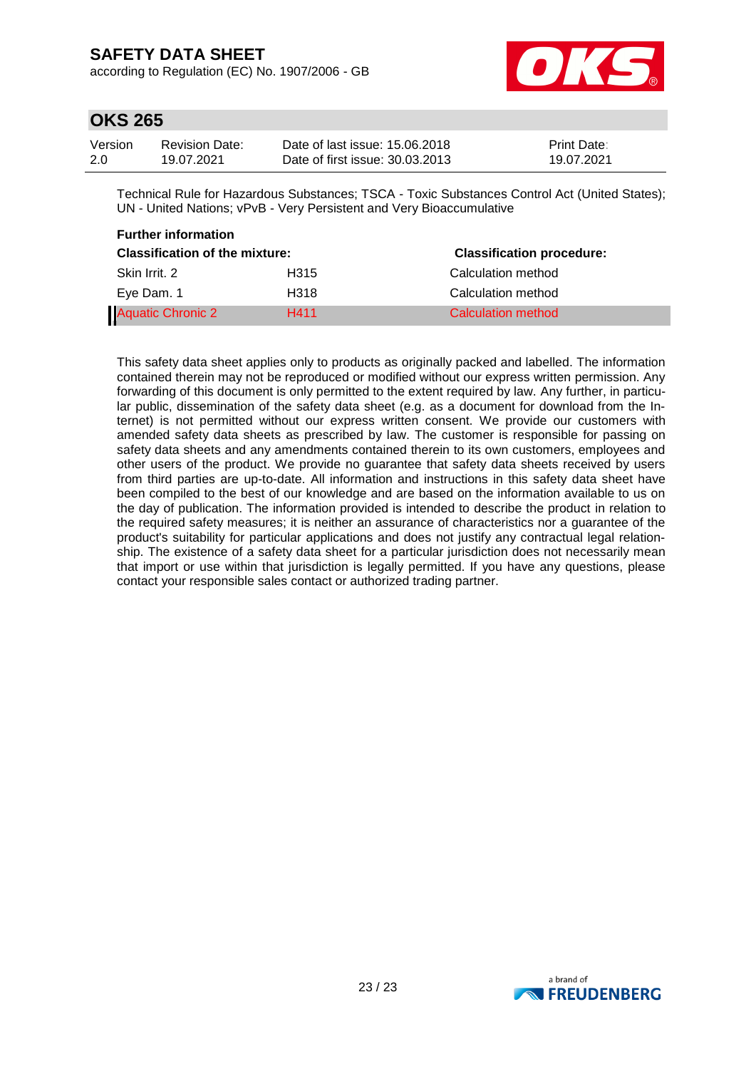Technical Rule for Hazardous Substances; TSCA - Toxic Substances Control Act (United States); UN - United Nations; vPvB - Very Persistent and Very Bioaccumulative

**Further information**

| **Classification of the mixture:** | | **Classification procedure:** |
|---|---|---|
| Skin Irrit. 2 | H315 | Calculation method |
| Eye Dam. 1 | H318 | Calculation method |
| Aquatic Chronic 2 | H411 | Calculation method |

This safety data sheet applies only to products as originally packed and labelled. The information contained therein may not be reproduced or modified without our express written permission. Any forwarding of this document is only permitted to the extent required by law. Any further, in particular public, dissemination of the safety data sheet (e.g. as a document for download from the Internet) is not permitted without our express written consent. We provide our customers with amended safety data sheets as prescribed by law. The customer is responsible for passing on safety data sheets and any amendments contained therein to its own customers, employees and other users of the product. We provide no guarantee that safety data sheets received by users from third parties are up-to-date. All information and instructions in this safety data sheet have been compiled to the best of our knowledge and are based on the information available to us on the day of publication. The information provided is intended to describe the product in relation to the required safety measures; it is neither an assurance of characteristics nor a guarantee of the product's suitability for particular applications and does not justify any contractual legal relationship. The existence of a safety data sheet for a particular jurisdiction does not necessarily mean that import or use within that jurisdiction is legally permitted. If you have any questions, please contact your responsible sales contact or authorized trading partner.